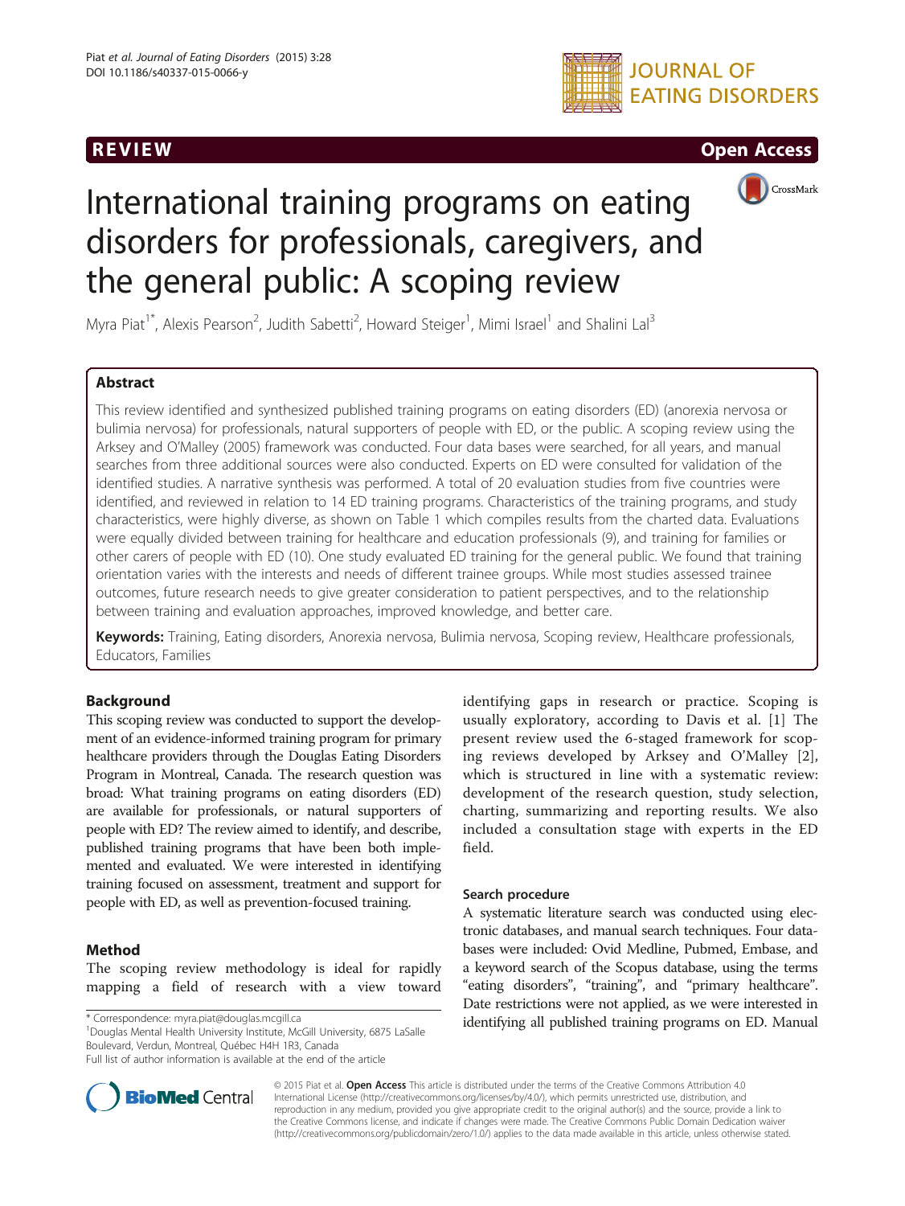REVIEW Open Access

# International training programs on eating disorders for professionals, caregivers, and the general public: A scoping review

Myra Piat[1*], Alexis Pearson[2], Judith Sabetti[2], Howard Steiger[1], Mimi Israel[1] and Shalini Lal[3]

## Abstract

This review identified and synthesized published training programs on eating disorders (ED) (anorexia nervosa or bulimia nervosa) for professionals, natural supporters of people with ED, or the public. A scoping review using the Arksey and O'Malley (2005) framework was conducted. Four data bases were searched, for all years, and manual searches from three additional sources were also conducted. Experts on ED were consulted for validation of the identified studies. A narrative synthesis was performed. A total of 20 evaluation studies from five countries were identified, and reviewed in relation to 14 ED training programs. Characteristics of the training programs, and study characteristics, were highly diverse, as shown on Table 1 which compiles results from the charted data. Evaluations were equally divided between training for healthcare and education professionals (9), and training for families or other carers of people with ED (10). One study evaluated ED training for the general public. We found that training orientation varies with the interests and needs of different trainee groups. While most studies assessed trainee outcomes, future research needs to give greater consideration to patient perspectives, and to the relationship between training and evaluation approaches, improved knowledge, and better care.

**Keywords:** Training, Eating disorders, Anorexia nervosa, Bulimia nervosa, Scoping review, Healthcare professionals, Educators, Families

## Background

This scoping review was conducted to support the development of an evidence-informed training program for primary healthcare providers through the Douglas Eating Disorders Program in Montreal, Canada. The research question was broad: What training programs on eating disorders (ED) are available for professionals, or natural supporters of people with ED? The review aimed to identify, and describe, published training programs that have been both implemented and evaluated. We were interested in identifying training focused on assessment, treatment and support for people with ED, as well as prevention-focused training.

## Method

The scoping review methodology is ideal for rapidly mapping a field of research with a view toward identifying gaps in research or practice. Scoping is usually exploratory, according to Davis et al. [1] The present review used the 6-staged framework for scoping reviews developed by Arksey and O'Malley [2], which is structured in line with a systematic review: development of the research question, study selection, charting, summarizing and reporting results. We also included a consultation stage with experts in the ED field.

### Search procedure

A systematic literature search was conducted using electronic databases, and manual search techniques. Four databases were included: Ovid Medline, Pubmed, Embase, and a keyword search of the Scopus database, using the terms "eating disorders", "training", and "primary healthcare". Date restrictions were not applied, as we were interested in identifying all published training programs on ED. Manual

* Correspondence: myra.piat@douglas.mcgill.ca

[1]Douglas Mental Health University Institute, McGill University, 6875 LaSalle Boulevard, Verdun, Montreal, Québec H4H 1R3, Canada

Full list of author information is available at the end of the article

© 2015 Piat et al. **Open Access** This article is distributed under the terms of the Creative Commons Attribution 4.0 International License (http://creativecommons.org/licenses/by/4.0/), which permits unrestricted use, distribution, and reproduction in any medium, provided you give appropriate credit to the original author(s) and the source, provide a link to the Creative Commons license, and indicate if changes were made. The Creative Commons Public Domain Dedication waiver (http://creativecommons.org/publicdomain/zero/1.0/) applies to the data made available in this article, unless otherwise stated.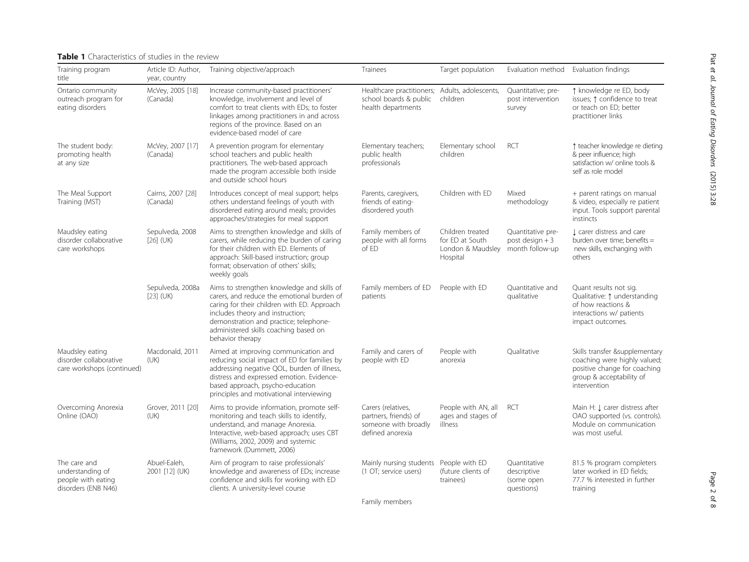**Table 1** Characteristics of studies in the review

| Training program title | Article ID: Author, year, country | Training objective/approach | Trainees | Target population | Evaluation method | Evaluation findings |
|---|---|---|---|---|---|---|
| Ontario community outreach program for eating disorders | McVey, 2005 [18] (Canada) | Increase community-based practitioners' knowledge, involvement and level of comfort to treat clients with EDs; to foster linkages among practitioners in and across regions of the province. Based on an evidence-based model of care | Healthcare practitioners; school boards & public health departments | Adults, adolescents, children | Quantitative; pre-post intervention survey | ↑ knowledge re ED, body issues; ↑ confidence to treat or teach on ED; better practitioner links |
| The student body: promoting health at any size | McVey, 2007 [17] (Canada) | A prevention program for elementary school teachers and public health practitioners. The web-based approach made the program accessible both inside and outside school hours | Elementary teachers; public health professionals | Elementary school children | RCT | ↑ teacher knowledge re dieting & peer influence; high satisfaction w/ online tools & self as role model |
| The Meal Support Training (MST) | Cairns, 2007 [28] (Canada) | Introduces concept of meal support; helps others understand feelings of youth with disordered eating around meals; provides approaches/strategies for meal support | Parents, caregivers, friends of eating-disordered youth | Children with ED | Mixed methodology | + parent ratings on manual & video, especially re patient input. Tools support parental instincts |
| Maudsley eating disorder collaborative care workshops | Sepulveda, 2008 [26] (UK) | Aims to strengthen knowledge and skills of carers, while reducing the burden of caring for their children with ED. Elements of approach: Skill-based instruction; group format; observation of others' skills; weekly goals | Family members of people with all forms of ED | Children treated for ED at South London & Maudsley Hospital | Quantitative pre-post design + 3 month follow-up | ↓ carer distress and care burden over time; benefits = new skills, exchanging with others |
| | Sepulveda, 2008a [23] (UK) | Aims to strengthen knowledge and skills of carers, and reduce the emotional burden of caring for their children with ED. Approach includes theory and instruction; demonstration and practice; telephone-administered skills coaching based on behavior therapy | Family members of ED patients | People with ED | Quantitative and qualitative | Quant results not sig. Qualitative: ↑ understanding of how reactions & interactions w/ patients impact outcomes. |
| Maudsley eating disorder collaborative care workshops (continued) | Macdonald, 2011 (UK) | Aimed at improving communication and reducing social impact of ED for families by addressing negative QOL, burden of illness, distress and expressed emotion. Evidence-based approach, psycho-education principles and motivational interviewing | Family and carers of people with ED | People with anorexia | Qualitative | Skills transfer &supplementary coaching were highly valued; positive change for coaching group & acceptability of intervention |
| Overcoming Anorexia Online (OAO) | Grover, 2011 [20] (UK) | Aims to provide information, promote self-monitoring and teach skills to identify, understand, and manage Anorexia. Interactive, web-based approach; uses CBT (Williams, 2002, 2009) and systemic framework (Dummett, 2006) | Carers (relatives, partners, friends) of someone with broadly defined anorexia | People with AN, all ages and stages of illness | RCT | Main H: ↓ carer distress after OAO supported (vs. controls). Module on communication was most useful. |
| The care and understanding of people with eating disorders (ENB N46) | Abuel-Ealeh, 2001 [12] (UK) | Aim of program to raise professionals' knowledge and awareness of EDs; increase confidence and skills for working with ED clients. A university-level course | Mainly nursing students (1 OT; service users) | People with ED (future clients of trainees) | Quantitative descriptive (some open questions) | 81.5 % program completers later worked in ED fields; 77.7 % interested in further training |
| | | | Family members | | | |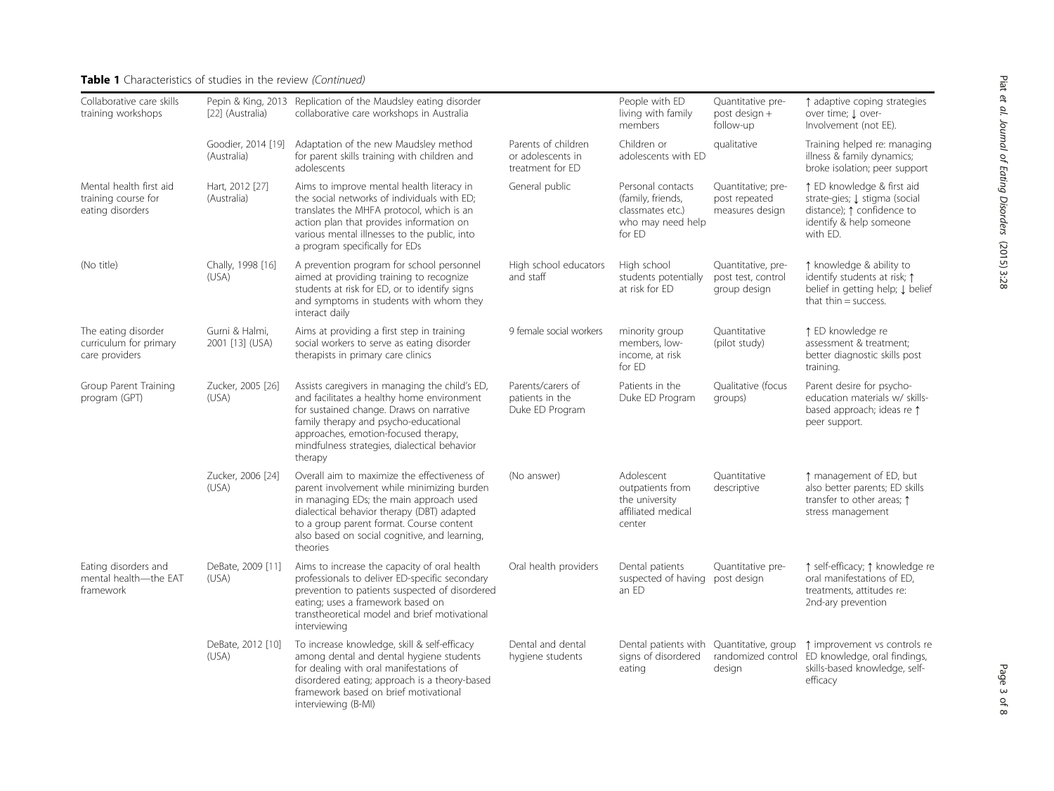**Table 1** Characteristics of studies in the review *(Continued)*

| | | | | | | |
|---|---|---|---|---|---|---|
| Collaborative care skills training workshops | Pepin & King, 2013 [22] (Australia) | Replication of the Maudsley eating disorder collaborative care workshops in Australia | | People with ED living with family members | Quantitative pre-post design + follow-up | ↑ adaptive coping strategies over time; ↓ over-Involvement (not EE). |
| | Goodier, 2014 [19] (Australia) | Adaptation of the new Maudsley method for parent skills training with children and adolescents | Parents of children or adolescents in treatment for ED | Children or adolescents with ED | qualitative | Training helped re: managing illness & family dynamics; broke isolation; peer support |
| Mental health first aid training course for eating disorders | Hart, 2012 [27] (Australia) | Aims to improve mental health literacy in the social networks of individuals with ED; translates the MHFA protocol, which is an action plan that provides information on various mental illnesses to the public, into a program specifically for EDs | General public | Personal contacts (family, friends, classmates etc.) who may need help for ED | Quantitative; pre-post repeated measures design | ↑ ED knowledge & first aid strate-gies; ↓ stigma (social distance); ↑ confidence to identify & help someone with ED. |
| (No title) | Chally, 1998 [16] (USA) | A prevention program for school personnel aimed at providing training to recognize students at risk for ED, or to identify signs and symptoms in students with whom they interact daily | High school educators and staff | High school students potentially at risk for ED | Quantitative, pre-post test, control group design | ↑ knowledge & ability to identify students at risk; ↑ belief in getting help; ↓ belief that thin = success. |
| The eating disorder curriculum for primary care providers | Gurni & Halmi, 2001 [13] (USA) | Aims at providing a first step in training social workers to serve as eating disorder therapists in primary care clinics | 9 female social workers | minority group members, low-income, at risk for ED | Quantitative (pilot study) | ↑ ED knowledge re assessment & treatment; better diagnostic skills post training. |
| Group Parent Training program (GPT) | Zucker, 2005 [26] (USA) | Assists caregivers in managing the child's ED, and facilitates a healthy home environment for sustained change. Draws on narrative family therapy and psycho-educational approaches, emotion-focused therapy, mindfulness strategies, dialectical behavior therapy | Parents/carers of patients in the Duke ED Program | Patients in the Duke ED Program | Qualitative (focus groups) | Parent desire for psycho-education materials w/ skills-based approach; ideas re ↑ peer support. |
| | Zucker, 2006 [24] (USA) | Overall aim to maximize the effectiveness of parent involvement while minimizing burden in managing EDs; the main approach used dialectical behavior therapy (DBT) adapted to a group parent format. Course content also based on social cognitive, and learning, theories | (No answer) | Adolescent outpatients from the university affiliated medical center | Quantitative descriptive | ↑ management of ED, but also better parents; ED skills transfer to other areas; ↑ stress management |
| Eating disorders and mental health—the EAT framework | DeBate, 2009 [11] (USA) | Aims to increase the capacity of oral health professionals to deliver ED-specific secondary prevention to patients suspected of disordered eating; uses a framework based on transtheoretical model and brief motivational interviewing | Oral health providers | Dental patients suspected of having an ED | Quantitative pre-post design | ↑ self-efficacy; ↑ knowledge re oral manifestations of ED, treatments, attitudes re: 2nd-ary prevention |
| | DeBate, 2012 [10] (USA) | To increase knowledge, skill & self-efficacy among dental and dental hygiene students for dealing with oral manifestations of disordered eating; approach is a theory-based framework based on brief motivational interviewing (B-MI) | Dental and dental hygiene students | Dental patients with signs of disordered eating | Quantitative, group randomized control design | ↑ improvement vs controls re ED knowledge, oral findings, skills-based knowledge, self-efficacy |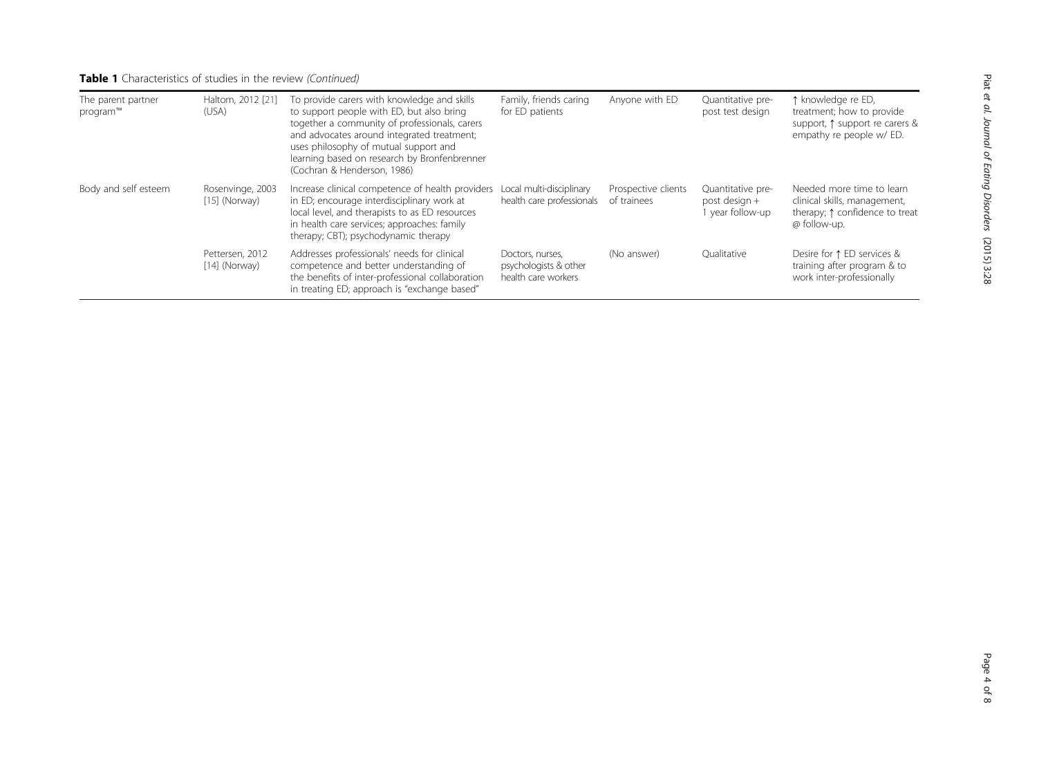**Table 1** Characteristics of studies in the review *(Continued)*

| | | | | | | |
|---|---|---|---|---|---|---|
| The parent partner program™ | Haltom, 2012 [21] (USA) | To provide carers with knowledge and skills to support people with ED, but also bring together a community of professionals, carers and advocates around integrated treatment; uses philosophy of mutual support and learning based on research by Bronfenbrenner (Cochran & Henderson, 1986) | Family, friends caring for ED patients | Anyone with ED | Quantitative pre-post test design | ↑ knowledge re ED, treatment; how to provide support, ↑ support re carers & empathy re people w/ ED. |
| Body and self esteem | Rosenvinge, 2003 [15] (Norway) | Increase clinical competence of health providers in ED; encourage interdisciplinary work at local level, and therapists to as ED resources in health care services; approaches: family therapy; CBT); psychodynamic therapy | Local multi-disciplinary health care professionals | Prospective clients of trainees | Quantitative pre-post design + 1 year follow-up | Needed more time to learn clinical skills, management, therapy; ↑ confidence to treat @ follow-up. |
| | Pettersen, 2012 [14] (Norway) | Addresses professionals' needs for clinical competence and better understanding of the benefits of inter-professional collaboration in treating ED; approach is "exchange based" | Doctors, nurses, psychologists & other health care workers | (No answer) | Qualitative | Desire for ↑ ED services & training after program & to work inter-professionally |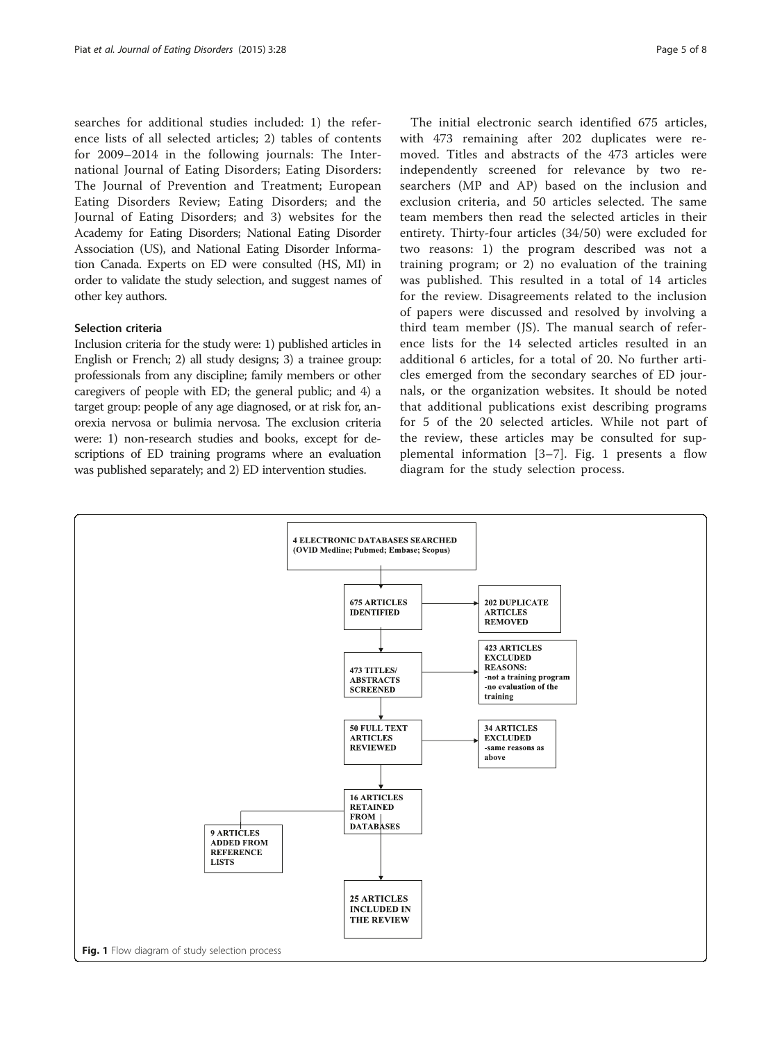searches for additional studies included: 1) the reference lists of all selected articles; 2) tables of contents for 2009–2014 in the following journals: The International Journal of Eating Disorders; Eating Disorders: The Journal of Prevention and Treatment; European Eating Disorders Review; Eating Disorders; and the Journal of Eating Disorders; and 3) websites for the Academy for Eating Disorders; National Eating Disorder Association (US), and National Eating Disorder Information Canada. Experts on ED were consulted (HS, MI) in order to validate the study selection, and suggest names of other key authors.

### Selection criteria

Inclusion criteria for the study were: 1) published articles in English or French; 2) all study designs; 3) a trainee group: professionals from any discipline; family members or other caregivers of people with ED; the general public; and 4) a target group: people of any age diagnosed, or at risk for, anorexia nervosa or bulimia nervosa. The exclusion criteria were: 1) non-research studies and books, except for descriptions of ED training programs where an evaluation was published separately; and 2) ED intervention studies.

The initial electronic search identified 675 articles, with 473 remaining after 202 duplicates were removed. Titles and abstracts of the 473 articles were independently screened for relevance by two researchers (MP and AP) based on the inclusion and exclusion criteria, and 50 articles selected. The same team members then read the selected articles in their entirety. Thirty-four articles (34/50) were excluded for two reasons: 1) the program described was not a training program; or 2) no evaluation of the training was published. This resulted in a total of 14 articles for the review. Disagreements related to the inclusion of papers were discussed and resolved by involving a third team member (JS). The manual search of reference lists for the 14 selected articles resulted in an additional 6 articles, for a total of 20. No further articles emerged from the secondary searches of ED journals, or the organization websites. It should be noted that additional publications exist describing programs for 5 of the 20 selected articles. While not part of the review, these articles may be consulted for supplemental information [3–7]. Fig. 1 presents a flow diagram for the study selection process.

```
4 ELECTRONIC DATABASES SEARCHED (OVID Medline; Pubmed; Embase; Scopus)
        ↓
675 ARTICLES IDENTIFIED  →  202 DUPLICATE ARTICLES REMOVED
        ↓
473 TITLES/ ABSTRACTS SCREENED  →  423 ARTICLES EXCLUDED
                                    REASONS:
                                    -not a training program
                                    -no evaluation of the training
        ↓
50 FULL TEXT ARTICLES REVIEWED  →  34 ARTICLES EXCLUDED
                                    -same reasons as above
        ↓
16 ARTICLES RETAINED FROM DATABASES  ←  9 ARTICLES ADDED FROM REFERENCE LISTS
        ↓
25 ARTICLES INCLUDED IN THE REVIEW
```

**Fig. 1** Flow diagram of study selection process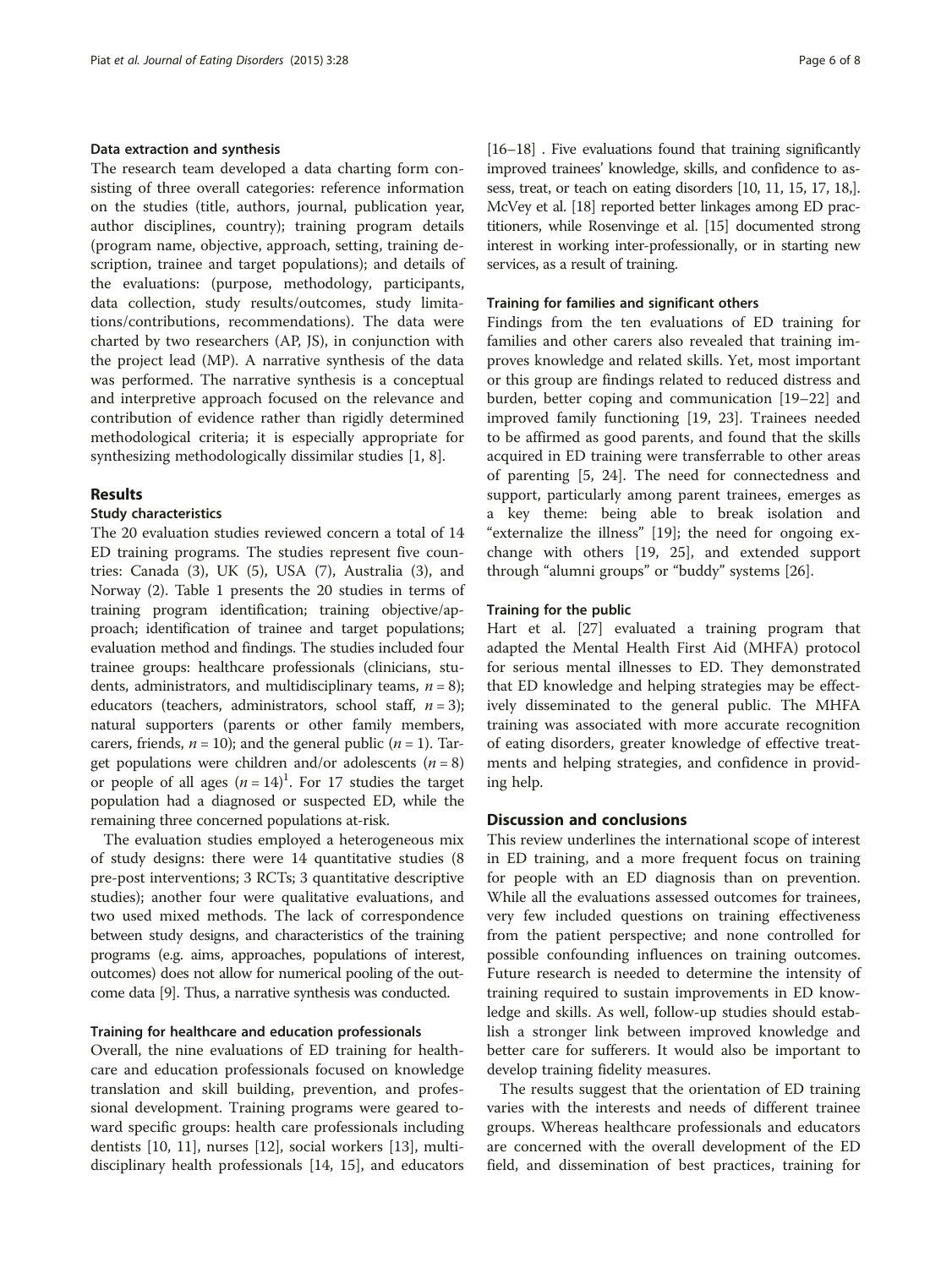### Data extraction and synthesis

The research team developed a data charting form consisting of three overall categories: reference information on the studies (title, authors, journal, publication year, author disciplines, country); training program details (program name, objective, approach, setting, training description, trainee and target populations); and details of the evaluations: (purpose, methodology, participants, data collection, study results/outcomes, study limitations/contributions, recommendations). The data were charted by two researchers (AP, JS), in conjunction with the project lead (MP). The narrative synthesis of the data was performed. The narrative synthesis is a conceptual and interpretive approach focused on the relevance and contribution of evidence rather than rigidly determined methodological criteria; it is especially appropriate for synthesizing methodologically dissimilar studies [1, 8].

## Results

### Study characteristics

The 20 evaluation studies reviewed concern a total of 14 ED training programs. The studies represent five countries: Canada (3), UK (5), USA (7), Australia (3), and Norway (2). Table 1 presents the 20 studies in terms of training program identification; training objective/approach; identification of trainee and target populations; evaluation method and findings. The studies included four trainee groups: healthcare professionals (clinicians, students, administrators, and multidisciplinary teams, $n = 8$); educators (teachers, administrators, school staff, $n = 3$); natural supporters (parents or other family members, carers, friends, $n = 10$); and the general public ($n = 1$). Target populations were children and/or adolescents ($n = 8$) or people of all ages ($n = 14$)[1]. For 17 studies the target population had a diagnosed or suspected ED, while the remaining three concerned populations at-risk.

The evaluation studies employed a heterogeneous mix of study designs: there were 14 quantitative studies (8 pre-post interventions; 3 RCTs; 3 quantitative descriptive studies); another four were qualitative evaluations, and two used mixed methods. The lack of correspondence between study designs, and characteristics of the training programs (e.g. aims, approaches, populations of interest, outcomes) does not allow for numerical pooling of the outcome data [9]. Thus, a narrative synthesis was conducted.

### Training for healthcare and education professionals

Overall, the nine evaluations of ED training for healthcare and education professionals focused on knowledge translation and skill building, prevention, and professional development. Training programs were geared toward specific groups: health care professionals including dentists [10, 11], nurses [12], social workers [13], multidisciplinary health professionals [14, 15], and educators [16–18] . Five evaluations found that training significantly improved trainees' knowledge, skills, and confidence to assess, treat, or teach on eating disorders [10, 11, 15, 17, 18,]. McVey et al. [18] reported better linkages among ED practitioners, while Rosenvinge et al. [15] documented strong interest in working inter-professionally, or in starting new services, as a result of training.

### Training for families and significant others

Findings from the ten evaluations of ED training for families and other carers also revealed that training improves knowledge and related skills. Yet, most important or this group are findings related to reduced distress and burden, better coping and communication [19–22] and improved family functioning [19, 23]. Trainees needed to be affirmed as good parents, and found that the skills acquired in ED training were transferrable to other areas of parenting [5, 24]. The need for connectedness and support, particularly among parent trainees, emerges as a key theme: being able to break isolation and "externalize the illness" [19]; the need for ongoing exchange with others [19, 25], and extended support through "alumni groups" or "buddy" systems [26].

### Training for the public

Hart et al. [27] evaluated a training program that adapted the Mental Health First Aid (MHFA) protocol for serious mental illnesses to ED. They demonstrated that ED knowledge and helping strategies may be effectively disseminated to the general public. The MHFA training was associated with more accurate recognition of eating disorders, greater knowledge of effective treatments and helping strategies, and confidence in providing help.

## Discussion and conclusions

This review underlines the international scope of interest in ED training, and a more frequent focus on training for people with an ED diagnosis than on prevention. While all the evaluations assessed outcomes for trainees, very few included questions on training effectiveness from the patient perspective; and none controlled for possible confounding influences on training outcomes. Future research is needed to determine the intensity of training required to sustain improvements in ED knowledge and skills. As well, follow-up studies should establish a stronger link between improved knowledge and better care for sufferers. It would also be important to develop training fidelity measures.

The results suggest that the orientation of ED training varies with the interests and needs of different trainee groups. Whereas healthcare professionals and educators are concerned with the overall development of the ED field, and dissemination of best practices, training for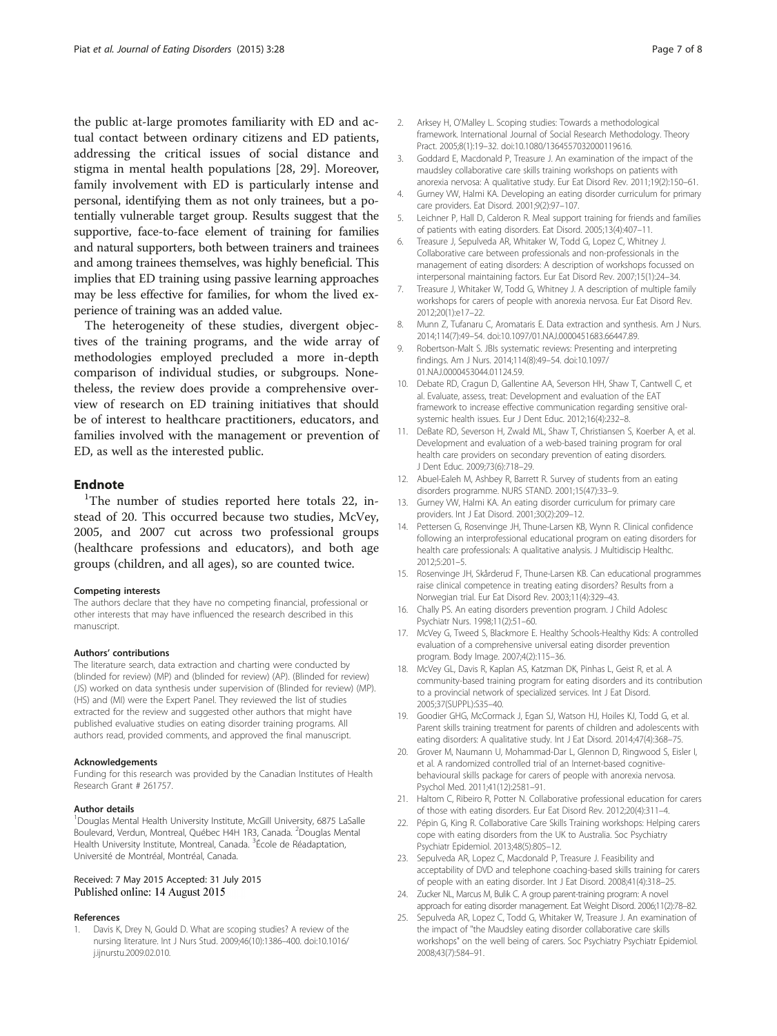the public at-large promotes familiarity with ED and actual contact between ordinary citizens and ED patients, addressing the critical issues of social distance and stigma in mental health populations [28, 29]. Moreover, family involvement with ED is particularly intense and personal, identifying them as not only trainees, but a potentially vulnerable target group. Results suggest that the supportive, face-to-face element of training for families and natural supporters, both between trainers and trainees and among trainees themselves, was highly beneficial. This implies that ED training using passive learning approaches may be less effective for families, for whom the lived experience of training was an added value.

The heterogeneity of these studies, divergent objectives of the training programs, and the wide array of methodologies employed precluded a more in-depth comparison of individual studies, or subgroups. Nonetheless, the review does provide a comprehensive overview of research on ED training initiatives that should be of interest to healthcare practitioners, educators, and families involved with the management or prevention of ED, as well as the interested public.

## Endnote

[1]The number of studies reported here totals 22, instead of 20. This occurred because two studies, McVey, 2005, and 2007 cut across two professional groups (healthcare professions and educators), and both age groups (children, and all ages), so are counted twice.

#### Competing interests

The authors declare that they have no competing financial, professional or other interests that may have influenced the research described in this manuscript.

#### Authors' contributions

The literature search, data extraction and charting were conducted by (blinded for review) (MP) and (blinded for review) (AP). (Blinded for review) (JS) worked on data synthesis under supervision of (Blinded for review) (MP). (HS) and (MI) were the Expert Panel. They reviewed the list of studies extracted for the review and suggested other authors that might have published evaluative studies on eating disorder training programs. All authors read, provided comments, and approved the final manuscript.

#### Acknowledgements

Funding for this research was provided by the Canadian Institutes of Health Research Grant # 261757.

#### Author details

[1]Douglas Mental Health University Institute, McGill University, 6875 LaSalle Boulevard, Verdun, Montreal, Québec H4H 1R3, Canada. [2]Douglas Mental Health University Institute, Montreal, Canada. [3]École de Réadaptation, Université de Montréal, Montréal, Canada.

Received: 7 May 2015 Accepted: 31 July 2015
Published online: 14 August 2015

#### References

1. Davis K, Drey N, Gould D. What are scoping studies? A review of the nursing literature. Int J Nurs Stud. 2009;46(10):1386–400. doi:10.1016/j.ijnurstu.2009.02.010.
2. Arksey H, O'Malley L. Scoping studies: Towards a methodological framework. International Journal of Social Research Methodology. Theory Pract. 2005;8(1):19–32. doi:10.1080/1364557032000119616.
3. Goddard E, Macdonald P, Treasure J. An examination of the impact of the maudsley collaborative care skills training workshops on patients with anorexia nervosa: A qualitative study. Eur Eat Disord Rev. 2011;19(2):150–61.
4. Gurney VW, Halmi KA. Developing an eating disorder curriculum for primary care providers. Eat Disord. 2001;9(2):97–107.
5. Leichner P, Hall D, Calderon R. Meal support training for friends and families of patients with eating disorders. Eat Disord. 2005;13(4):407–11.
6. Treasure J, Sepulveda AR, Whitaker W, Todd G, Lopez C, Whitney J. Collaborative care between professionals and non-professionals in the management of eating disorders: A description of workshops focussed on interpersonal maintaining factors. Eur Eat Disord Rev. 2007;15(1):24–34.
7. Treasure J, Whitaker W, Todd G, Whitney J. A description of multiple family workshops for carers of people with anorexia nervosa. Eur Eat Disord Rev. 2012;20(1):e17–22.
8. Munn Z, Tufanaru C, Aromataris E. Data extraction and synthesis. Am J Nurs. 2014;114(7):49–54. doi:10.1097/01.NAJ.0000451683.66447.89.
9. Robertson-Malt S. JBIs systematic reviews: Presenting and interpreting findings. Am J Nurs. 2014;114(8):49–54. doi:10.1097/01.NAJ.0000453044.01124.59.
10. Debate RD, Cragun D, Gallentine AA, Severson HH, Shaw T, Cantwell C, et al. Evaluate, assess, treat: Development and evaluation of the EAT framework to increase effective communication regarding sensitive oral-systemic health issues. Eur J Dent Educ. 2012;16(4):232–8.
11. DeBate RD, Severson H, Zwald ML, Shaw T, Christiansen S, Koerber A, et al. Development and evaluation of a web-based training program for oral health care providers on secondary prevention of eating disorders. J Dent Educ. 2009;73(6):718–29.
12. Abuel-Ealeh M, Ashbey R, Barrett R. Survey of students from an eating disorders programme. NURS STAND. 2001;15(47):33–9.
13. Gurney VW, Halmi KA. An eating disorder curriculum for primary care providers. Int J Eat Disord. 2001;30(2):209–12.
14. Pettersen G, Rosenvinge JH, Thune-Larsen KB, Wynn R. Clinical confidence following an interprofessional educational program on eating disorders for health care professionals: A qualitative analysis. J Multidiscip Healthc. 2012;5:201–5.
15. Rosenvinge JH, Skårderud F, Thune-Larsen KB. Can educational programmes raise clinical competence in treating eating disorders? Results from a Norwegian trial. Eur Eat Disord Rev. 2003;11(4):329–43.
16. Chally PS. An eating disorders prevention program. J Child Adolesc Psychiatr Nurs. 1998;11(2):51–60.
17. McVey G, Tweed S, Blackmore E. Healthy Schools-Healthy Kids: A controlled evaluation of a comprehensive universal eating disorder prevention program. Body Image. 2007;4(2):115–36.
18. McVey GL, Davis R, Kaplan AS, Katzman DK, Pinhas L, Geist R, et al. A community-based training program for eating disorders and its contribution to a provincial network of specialized services. Int J Eat Disord. 2005;37(SUPPL):S35–40.
19. Goodier GHG, McCormack J, Egan SJ, Watson HJ, Hoiles KJ, Todd G, et al. Parent skills training treatment for parents of children and adolescents with eating disorders: A qualitative study. Int J Eat Disord. 2014;47(4):368–75.
20. Grover M, Naumann U, Mohammad-Dar L, Glennon D, Ringwood S, Eisler I, et al. A randomized controlled trial of an Internet-based cognitive-behavioural skills package for carers of people with anorexia nervosa. Psychol Med. 2011;41(12):2581–91.
21. Haltom C, Ribeiro R, Potter N. Collaborative professional education for carers of those with eating disorders. Eur Eat Disord Rev. 2012;20(4):311–4.
22. Pépin G, King R. Collaborative Care Skills Training workshops: Helping carers cope with eating disorders from the UK to Australia. Soc Psychiatry Psychiatr Epidemiol. 2013;48(5):805–12.
23. Sepulveda AR, Lopez C, Macdonald P, Treasure J. Feasibility and acceptability of DVD and telephone coaching-based skills training for carers of people with an eating disorder. Int J Eat Disord. 2008;41(4):318–25.
24. Zucker NL, Marcus M, Bulik C. A group parent-training program: A novel approach for eating disorder management. Eat Weight Disord. 2006;11(2):78–82.
25. Sepulveda AR, Lopez C, Todd G, Whitaker W, Treasure J. An examination of the impact of "the Maudsley eating disorder collaborative care skills workshops" on the well being of carers. Soc Psychiatry Psychiatr Epidemiol. 2008;43(7):584–91.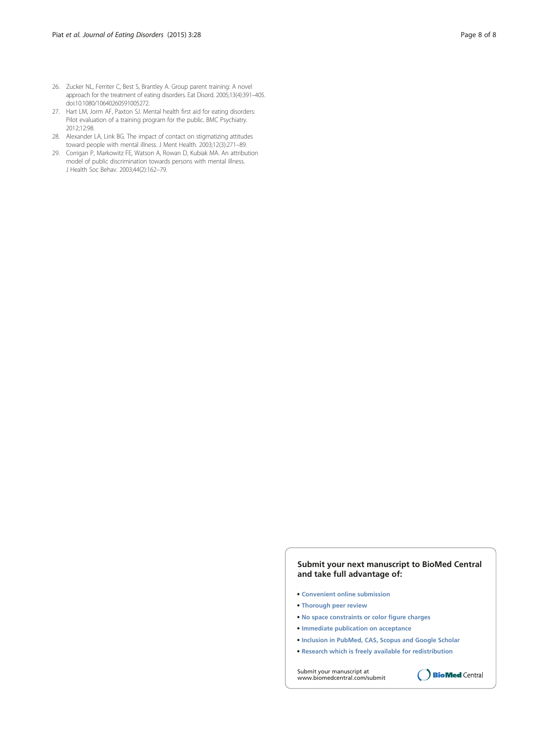26. Zucker NL, Ferriter C, Best S, Brantley A. Group parent training: A novel approach for the treatment of eating disorders. Eat Disord. 2005;13(4):391–405. doi:10.1080/10640260591005272.
27. Hart LM, Jorm AF, Paxton SJ. Mental health first aid for eating disorders: Pilot evaluation of a training program for the public. BMC Psychiatry. 2012;12:98.
28. Alexander LA, Link BG. The impact of contact on stigmatizing attitudes toward people with mental illness. J Ment Health. 2003;12(3):271–89.
29. Corrigan P, Markowitz FE, Watson A, Rowan D, Kubiak MA. An attribution model of public discrimination towards persons with mental illness. J Health Soc Behav. 2003;44(2):162–79.

**Submit your next manuscript to BioMed Central and take full advantage of:**

- **Convenient online submission**
- **Thorough peer review**
- **No space constraints or color figure charges**
- **Immediate publication on acceptance**
- **Inclusion in PubMed, CAS, Scopus and Google Scholar**
- **Research which is freely available for redistribution**

Submit your manuscript at
www.biomedcentral.com/submit

BioMed Central